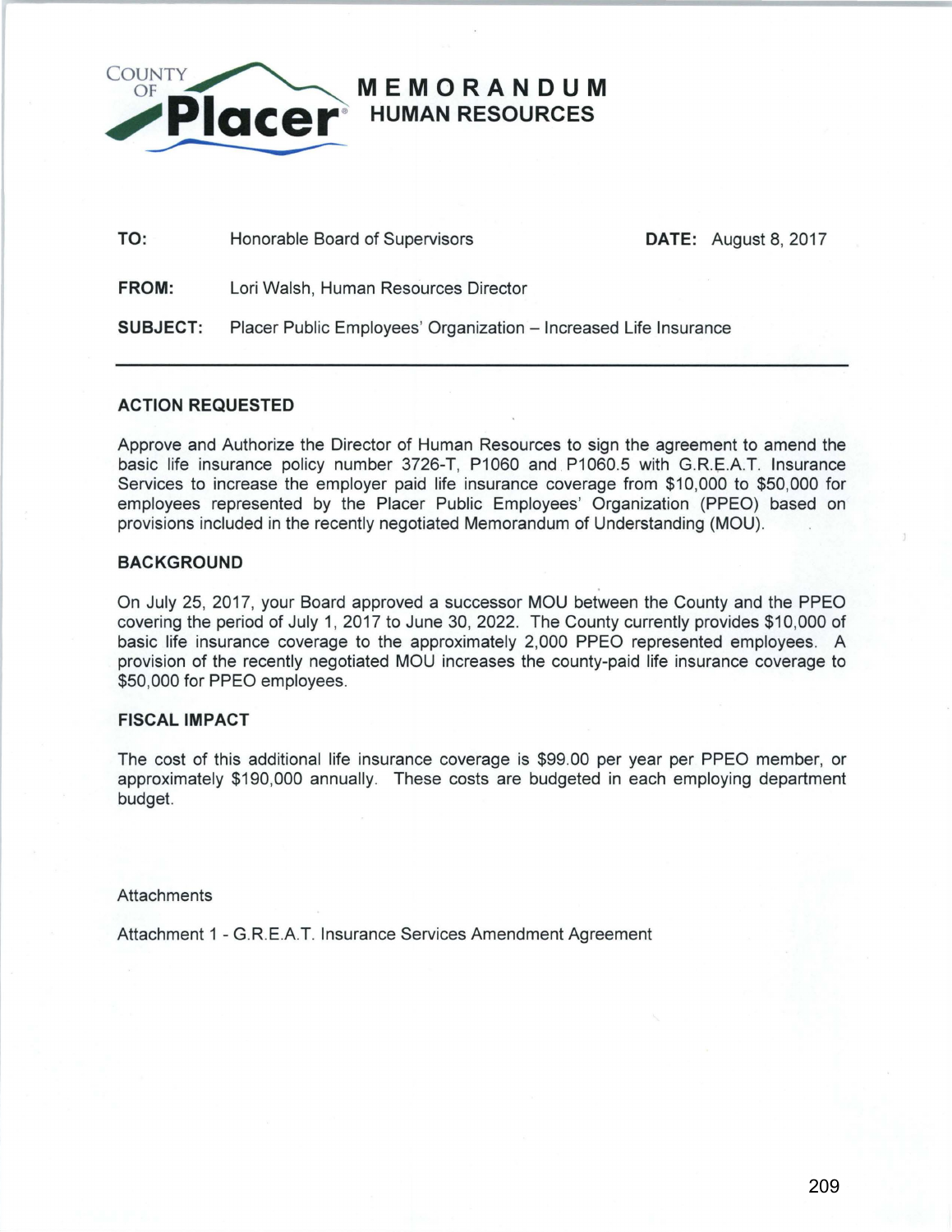COUNTY OF **Placer**

# MEMORANDUM
## HUMAN RESOURCES

**TO:** Honorable Board of Supervisors **DATE:** August 8, 2017

**FROM:** Lori Walsh, Human Resources Director

**SUBJECT:** Placer Public Employees' Organization – Increased Life Insurance

---

### ACTION REQUESTED

Approve and Authorize the Director of Human Resources to sign the agreement to amend the basic life insurance policy number 3726-T, P1060 and P1060.5 with G.R.E.A.T. Insurance Services to increase the employer paid life insurance coverage from $10,000 to $50,000 for employees represented by the Placer Public Employees' Organization (PPEO) based on provisions included in the recently negotiated Memorandum of Understanding (MOU).

### BACKGROUND

On July 25, 2017, your Board approved a successor MOU between the County and the PPEO covering the period of July 1, 2017 to June 30, 2022. The County currently provides $10,000 of basic life insurance coverage to the approximately 2,000 PPEO represented employees. A provision of the recently negotiated MOU increases the county-paid life insurance coverage to $50,000 for PPEO employees.

### FISCAL IMPACT

The cost of this additional life insurance coverage is $99.00 per year per PPEO member, or approximately $190,000 annually. These costs are budgeted in each employing department budget.

Attachments

Attachment 1 - G.R.E.A.T. Insurance Services Amendment Agreement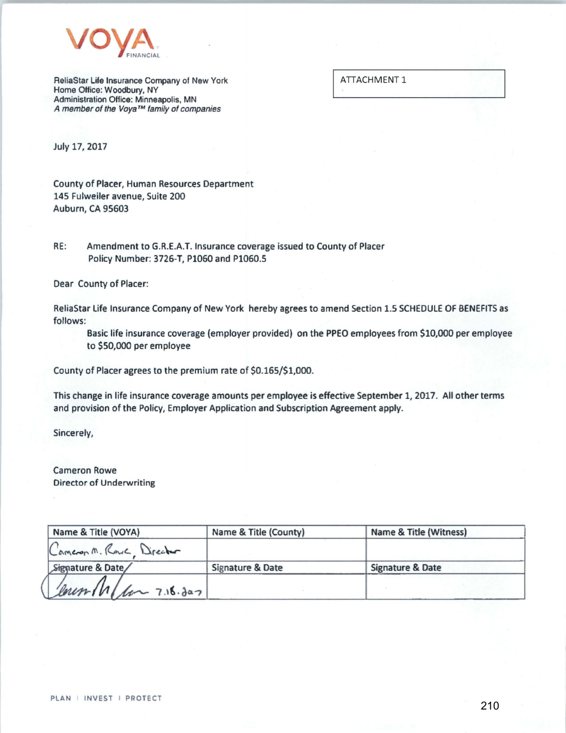VOYA FINANCIAL

ReliaStar Life Insurance Company of New York
Home Office: Woodbury, NY
Administration Office: Minneapolis, MN
*A member of the Voya™ family of companies*

ATTACHMENT 1

July 17, 2017

County of Placer, Human Resources Department
145 Fulweiler avenue, Suite 200
Auburn, CA 95603

RE: Amendment to G.R.E.A.T. Insurance coverage issued to County of Placer
Policy Number: 3726-T, P1060 and P1060.5

Dear County of Placer:

ReliaStar Life Insurance Company of New York hereby agrees to amend Section 1.5 SCHEDULE OF BENEFITS as follows:

> Basic life insurance coverage (employer provided) on the PPEO employees from $10,000 per employee to $50,000 per employee

County of Placer agrees to the premium rate of $0.165/$1,000.

This change in life insurance coverage amounts per employee is effective September 1, 2017. All other terms and provision of the Policy, Employer Application and Subscription Agreement apply.

Sincerely,

Cameron Rowe
Director of Underwriting

| Name & Title (VOYA) | Name & Title (County) | Name & Title (Witness) |
|---|---|---|
| Cameron M. Rowe, Director | | |
| **Signature & Date** | **Signature & Date** | **Signature & Date** |
| [signature] 7.18.2017 | | |

PLAN | INVEST | PROTECT